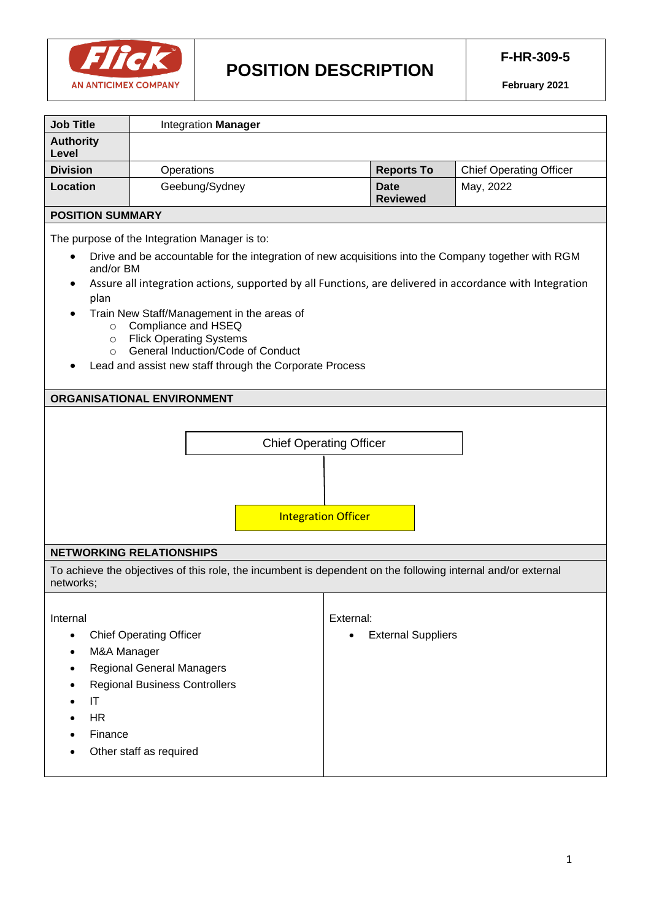| Flick AN ANTICIMEX COMPANY | **POSITION DESCRIPTION** | **F-HR-309-5** **February 2021** |
|---|---|---|

| **Job Title** | Integration **Manager** | | |
|---|---|---|---|
| **Authority Level** | | | |
| **Division** | Operations | **Reports To** | Chief Operating Officer |
| **Location** | Geebung/Sydney | **Date Reviewed** | May, 2022 |

## POSITION SUMMARY

The purpose of the Integration Manager is to:

- Drive and be accountable for the integration of new acquisitions into the Company together with RGM and/or BM
- Assure all integration actions, supported by all Functions, are delivered in accordance with Integration plan
- Train New Staff/Management in the areas of
  - Compliance and HSEQ
  - Flick Operating Systems
  - General Induction/Code of Conduct
- Lead and assist new staff through the Corporate Process

## ORGANISATIONAL ENVIRONMENT

Chief Operating Officer

Integration Officer

## NETWORKING RELATIONSHIPS

To achieve the objectives of this role, the incumbent is dependent on the following internal and/or external networks;

Internal

- Chief Operating Officer
- M&A Manager
- Regional General Managers
- Regional Business Controllers
- IT
- HR
- Finance
- Other staff as required

External:

- External Suppliers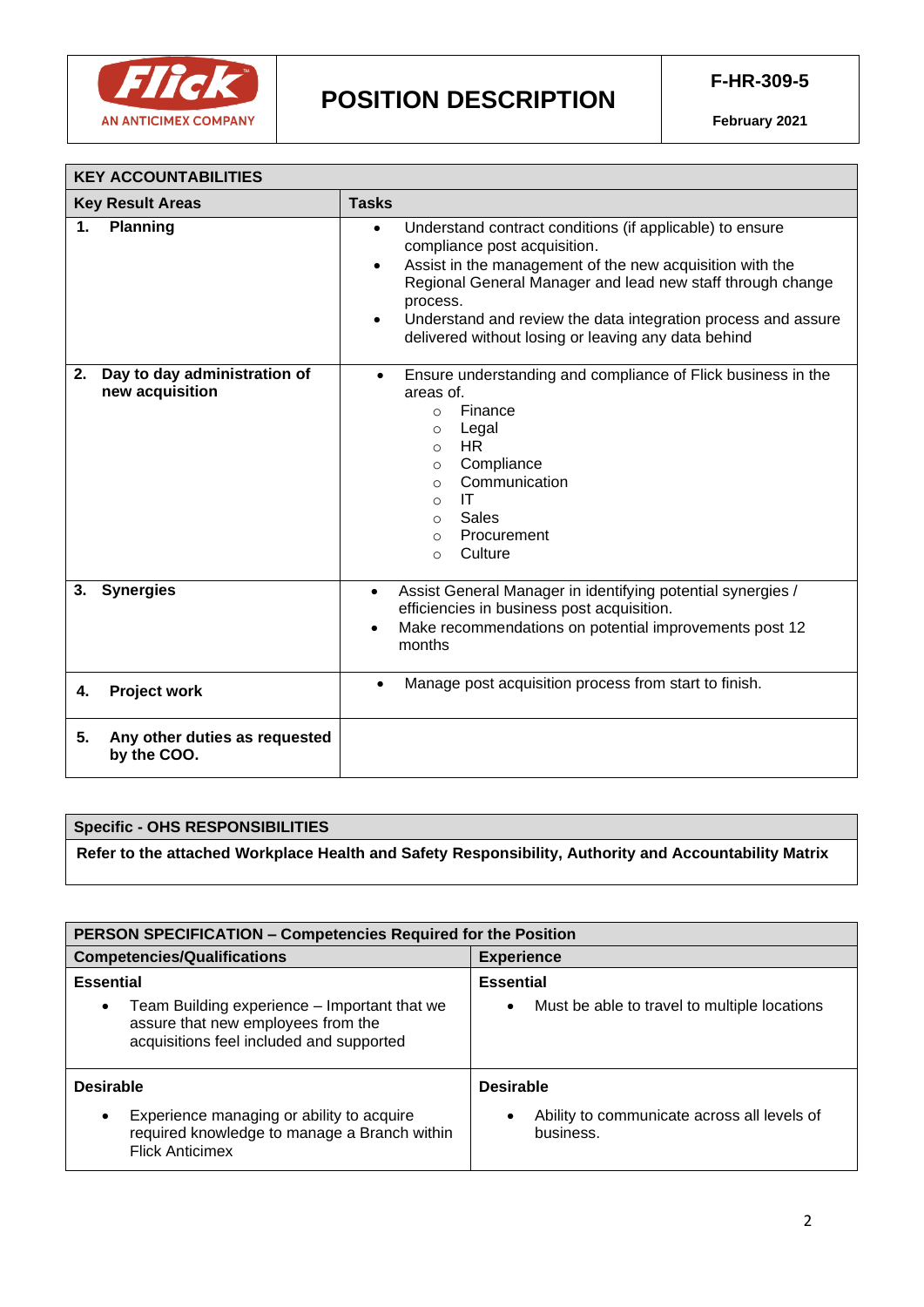| Flick AN ANTICIMEX COMPANY | **POSITION DESCRIPTION** | **F-HR-309-5** **February 2021** |
|---|---|---|

| **KEY ACCOUNTABILITIES** | |
|---|---|
| **Key Result Areas** | **Tasks** |
| **1. Planning** | • Understand contract conditions (if applicable) to ensure compliance post acquisition.<br>• Assist in the management of the new acquisition with the Regional General Manager and lead new staff through change process.<br>• Understand and review the data integration process and assure delivered without losing or leaving any data behind |
| **2. Day to day administration of new acquisition** | • Ensure understanding and compliance of Flick business in the areas of.<br>○ Finance<br>○ Legal<br>○ HR<br>○ Compliance<br>○ Communication<br>○ IT<br>○ Sales<br>○ Procurement<br>○ Culture |
| **3. Synergies** | • Assist General Manager in identifying potential synergies / efficiencies in business post acquisition.<br>• Make recommendations on potential improvements post 12 months |
| **4. Project work** | • Manage post acquisition process from start to finish. |
| **5. Any other duties as requested by the COO.** | |

| **Specific - OHS RESPONSIBILITIES** |
|---|
| **Refer to the attached Workplace Health and Safety Responsibility, Authority and Accountability Matrix** |

| **PERSON SPECIFICATION – Competencies Required for the Position** | |
|---|---|
| **Competencies/Qualifications** | **Experience** |
| **Essential**<br>• Team Building experience – Important that we assure that new employees from the acquisitions feel included and supported | **Essential**<br>• Must be able to travel to multiple locations |
| **Desirable**<br>• Experience managing or ability to acquire required knowledge to manage a Branch within Flick Anticimex | **Desirable**<br>• Ability to communicate across all levels of business. |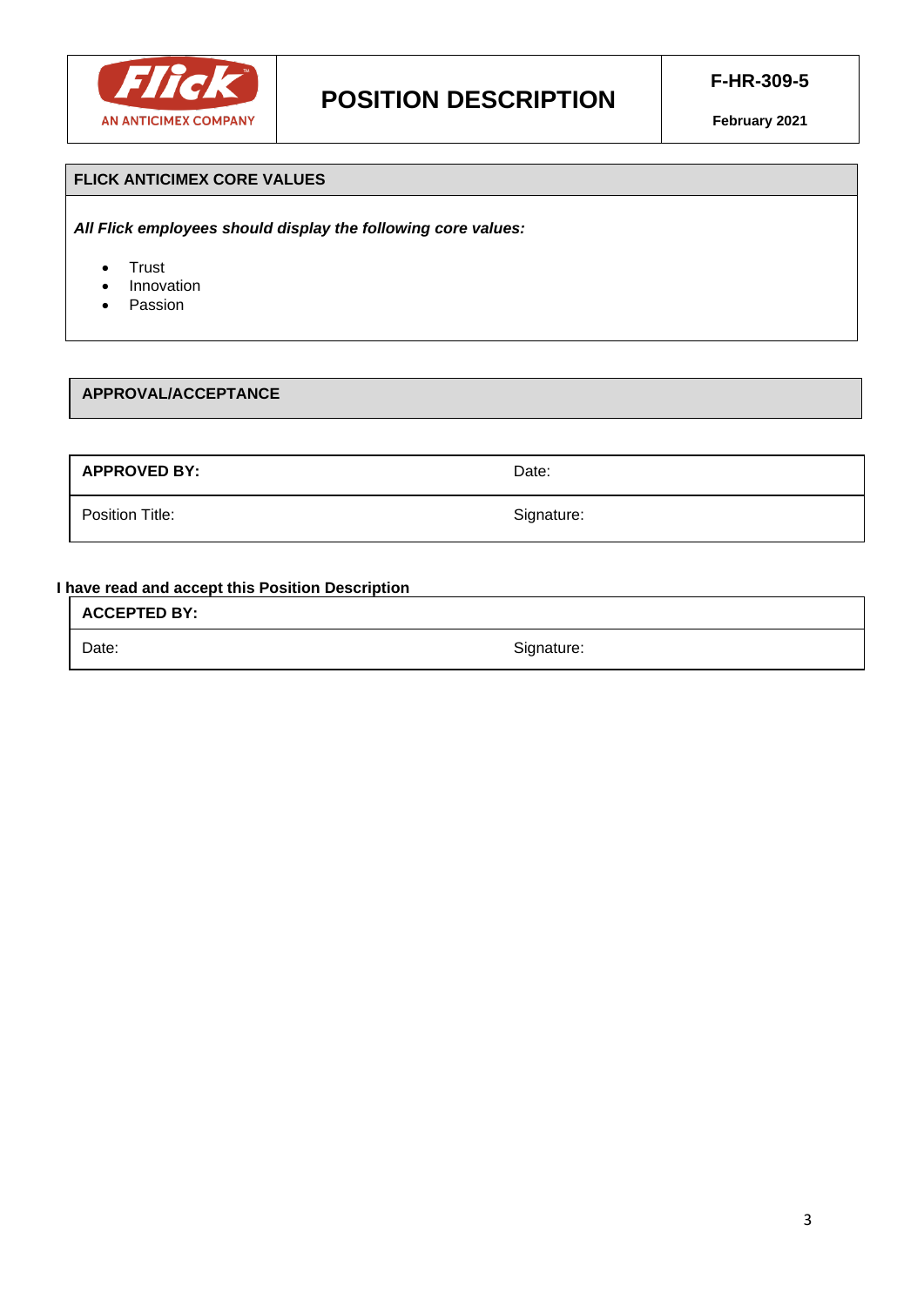| | POSITION DESCRIPTION | F-HR-309-5 February 2021 |
|---|---|---|

## FLICK ANTICIMEX CORE VALUES

***All Flick employees should display the following core values:***

- Trust
- Innovation
- Passion

## APPROVAL/ACCEPTANCE

| **APPROVED BY:** | Date: |
|---|---|
| Position Title: | Signature: |

**I have read and accept this Position Description**

| **ACCEPTED BY:** | |
|---|---|
| Date: | Signature: |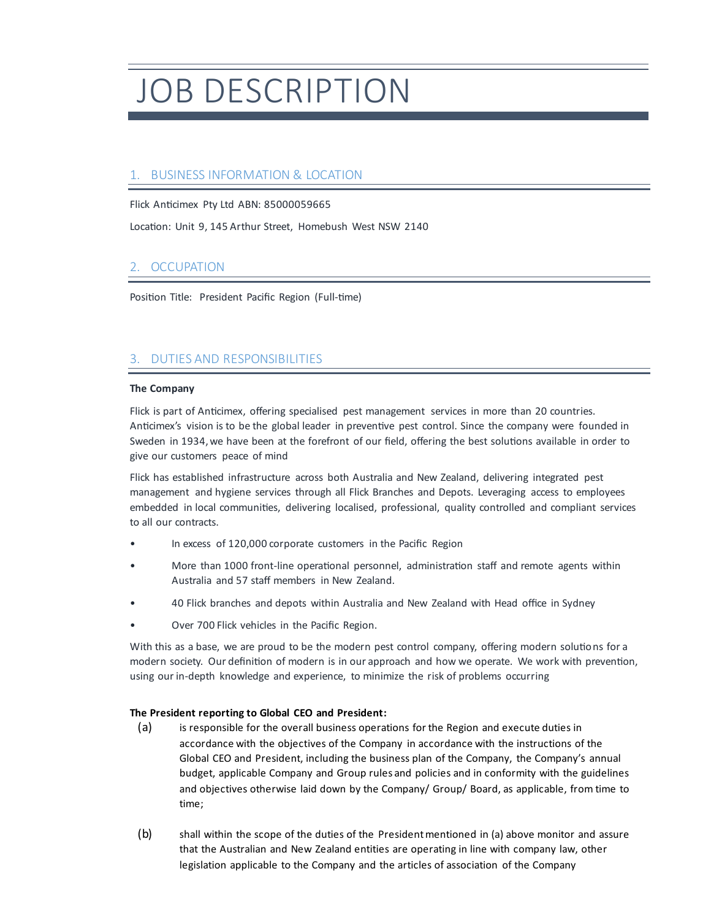# JOB DESCRIPTION

## 1. BUSINESS INFORMATION & LOCATION

Flick Anticimex Pty Ltd ABN: 85000059665

Location: Unit 9, 145 Arthur Street, Homebush West NSW 2140

## 2. OCCUPATION

Position Title: President Pacific Region (Full-time)

## 3. DUTIES AND RESPONSIBILITIES

**The Company**

Flick is part of Anticimex, offering specialised pest management services in more than 20 countries. Anticimex's vision is to be the global leader in preventive pest control. Since the company were founded in Sweden in 1934, we have been at the forefront of our field, offering the best solutions available in order to give our customers peace of mind

Flick has established infrastructure across both Australia and New Zealand, delivering integrated pest management and hygiene services through all Flick Branches and Depots. Leveraging access to employees embedded in local communities, delivering localised, professional, quality controlled and compliant services to all our contracts.

- In excess of 120,000 corporate customers in the Pacific Region
- More than 1000 front-line operational personnel, administration staff and remote agents within Australia and 57 staff members in New Zealand.
- 40 Flick branches and depots within Australia and New Zealand with Head office in Sydney
- Over 700 Flick vehicles in the Pacific Region.

With this as a base, we are proud to be the modern pest control company, offering modern solutions for a modern society. Our definition of modern is in our approach and how we operate. We work with prevention, using our in-depth knowledge and experience, to minimize the risk of problems occurring

**The President reporting to Global CEO and President:**

(a) is responsible for the overall business operations for the Region and execute duties in accordance with the objectives of the Company in accordance with the instructions of the Global CEO and President, including the business plan of the Company, the Company's annual budget, applicable Company and Group rules and policies and in conformity with the guidelines and objectives otherwise laid down by the Company/ Group/ Board, as applicable, from time to time;

(b) shall within the scope of the duties of the President mentioned in (a) above monitor and assure that the Australian and New Zealand entities are operating in line with company law, other legislation applicable to the Company and the articles of association of the Company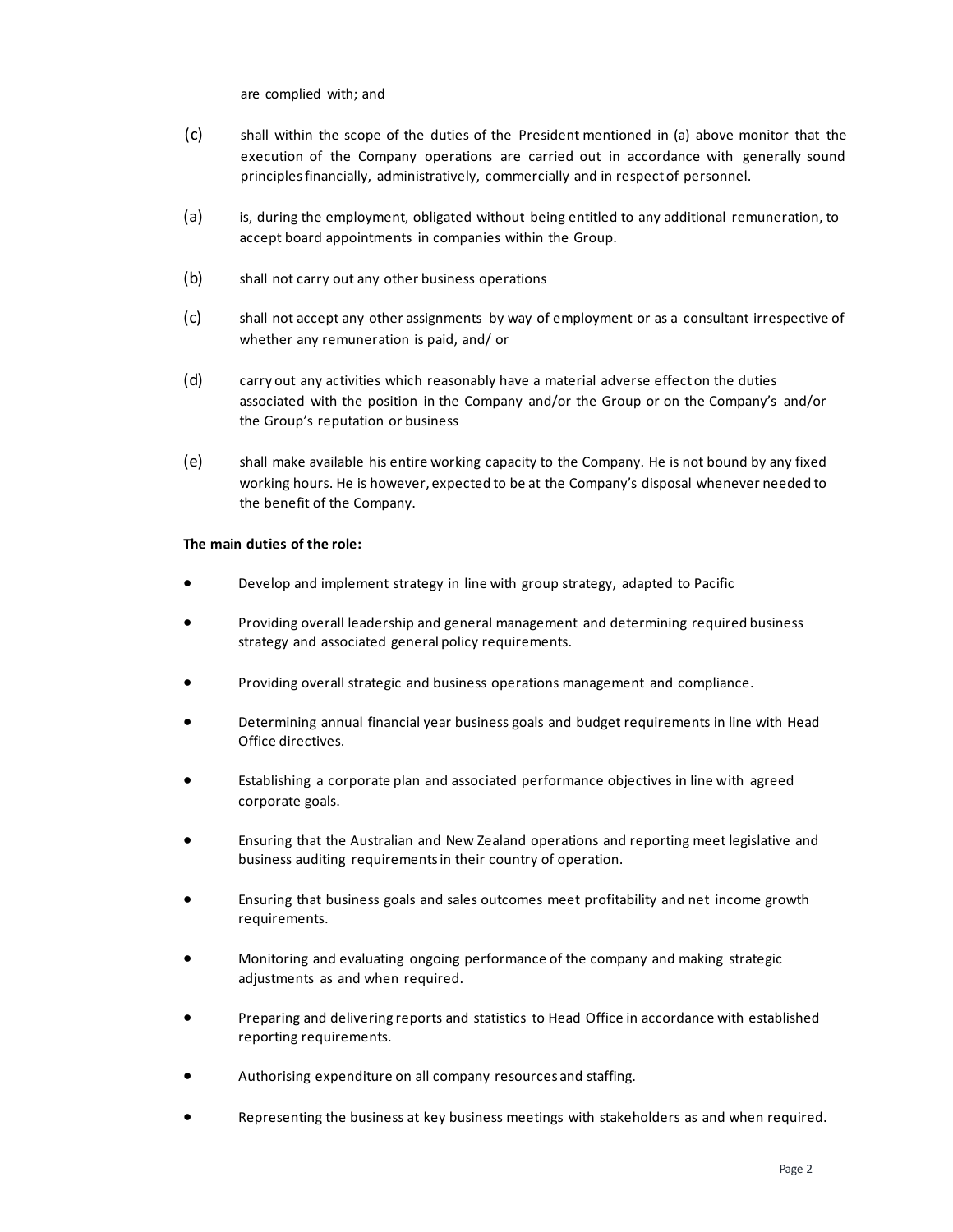are complied with; and

(c) shall within the scope of the duties of the President mentioned in (a) above monitor that the execution of the Company operations are carried out in accordance with generally sound principles financially, administratively, commercially and in respect of personnel.

(a) is, during the employment, obligated without being entitled to any additional remuneration, to accept board appointments in companies within the Group.

(b) shall not carry out any other business operations

(c) shall not accept any other assignments by way of employment or as a consultant irrespective of whether any remuneration is paid, and/ or

(d) carry out any activities which reasonably have a material adverse effect on the duties associated with the position in the Company and/or the Group or on the Company's and/or the Group's reputation or business

(e) shall make available his entire working capacity to the Company. He is not bound by any fixed working hours. He is however, expected to be at the Company's disposal whenever needed to the benefit of the Company.

**The main duties of the role:**

- Develop and implement strategy in line with group strategy, adapted to Pacific
- Providing overall leadership and general management and determining required business strategy and associated general policy requirements.
- Providing overall strategic and business operations management and compliance.
- Determining annual financial year business goals and budget requirements in line with Head Office directives.
- Establishing a corporate plan and associated performance objectives in line with agreed corporate goals.
- Ensuring that the Australian and New Zealand operations and reporting meet legislative and business auditing requirements in their country of operation.
- Ensuring that business goals and sales outcomes meet profitability and net income growth requirements.
- Monitoring and evaluating ongoing performance of the company and making strategic adjustments as and when required.
- Preparing and delivering reports and statistics to Head Office in accordance with established reporting requirements.
- Authorising expenditure on all company resources and staffing.
- Representing the business at key business meetings with stakeholders as and when required.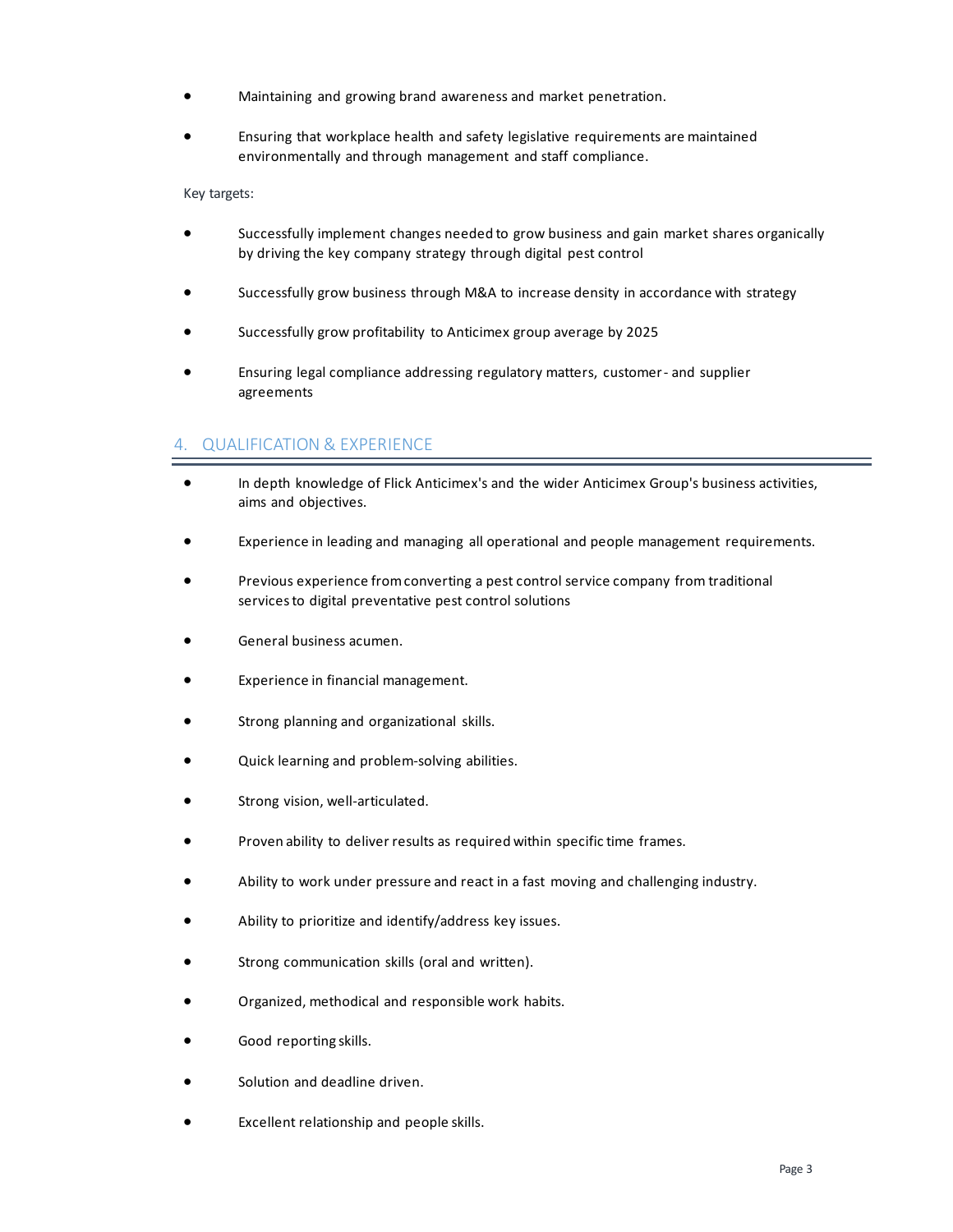- Maintaining and growing brand awareness and market penetration.
- Ensuring that workplace health and safety legislative requirements are maintained environmentally and through management and staff compliance.

Key targets:

- Successfully implement changes needed to grow business and gain market shares organically by driving the key company strategy through digital pest control
- Successfully grow business through M&A to increase density in accordance with strategy
- Successfully grow profitability to Anticimex group average by 2025
- Ensuring legal compliance addressing regulatory matters, customer- and supplier agreements

## 4. QUALIFICATION & EXPERIENCE

- In depth knowledge of Flick Anticimex's and the wider Anticimex Group's business activities, aims and objectives.
- Experience in leading and managing all operational and people management requirements.
- Previous experience from converting a pest control service company from traditional services to digital preventative pest control solutions
- General business acumen.
- Experience in financial management.
- Strong planning and organizational skills.
- Quick learning and problem-solving abilities.
- Strong vision, well-articulated.
- Proven ability to deliver results as required within specific time frames.
- Ability to work under pressure and react in a fast moving and challenging industry.
- Ability to prioritize and identify/address key issues.
- Strong communication skills (oral and written).
- Organized, methodical and responsible work habits.
- Good reporting skills.
- Solution and deadline driven.
- Excellent relationship and people skills.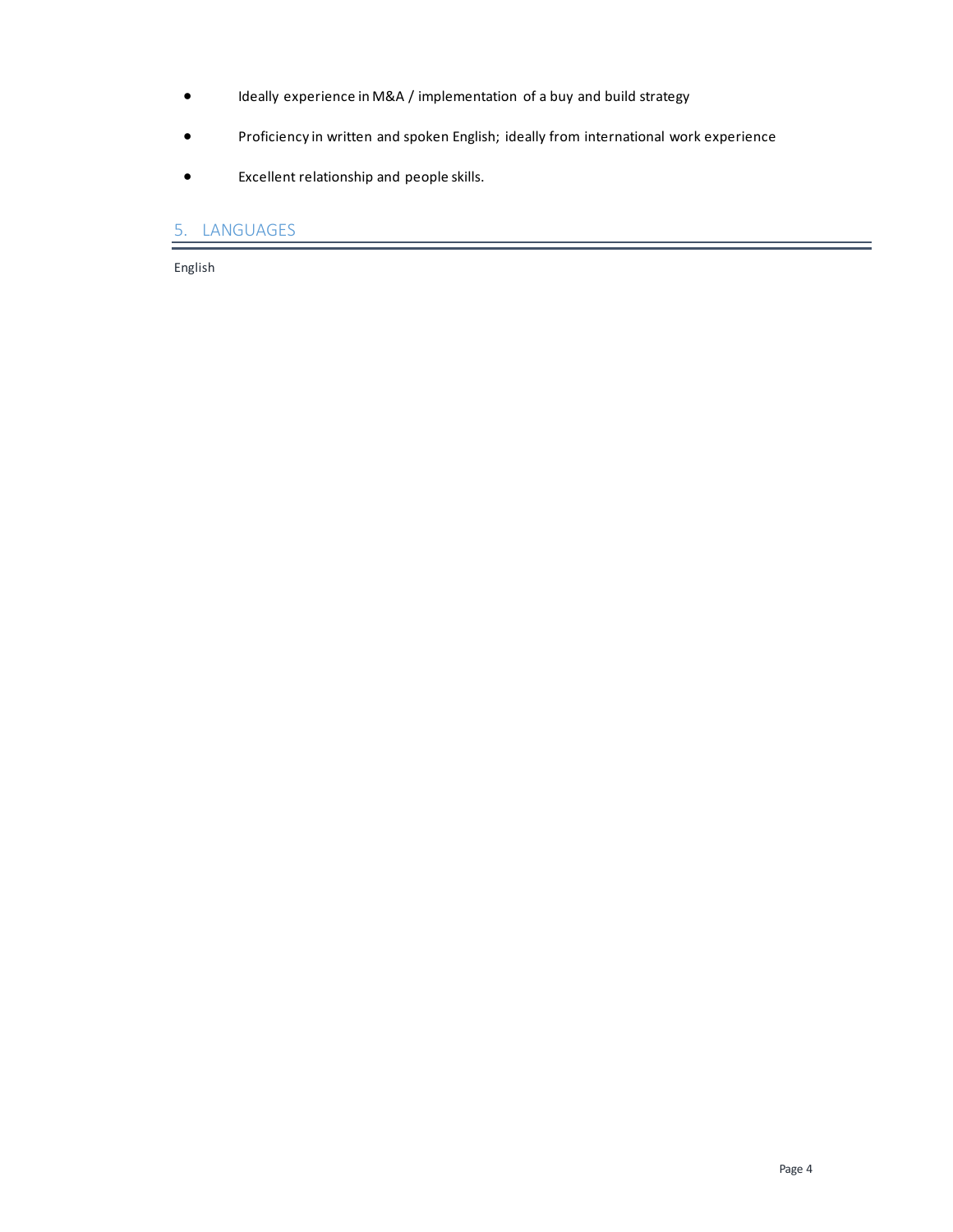- Ideally experience in M&A / implementation of a buy and build strategy
- Proficiency in written and spoken English; ideally from international work experience
- Excellent relationship and people skills.

## 5. LANGUAGES

English